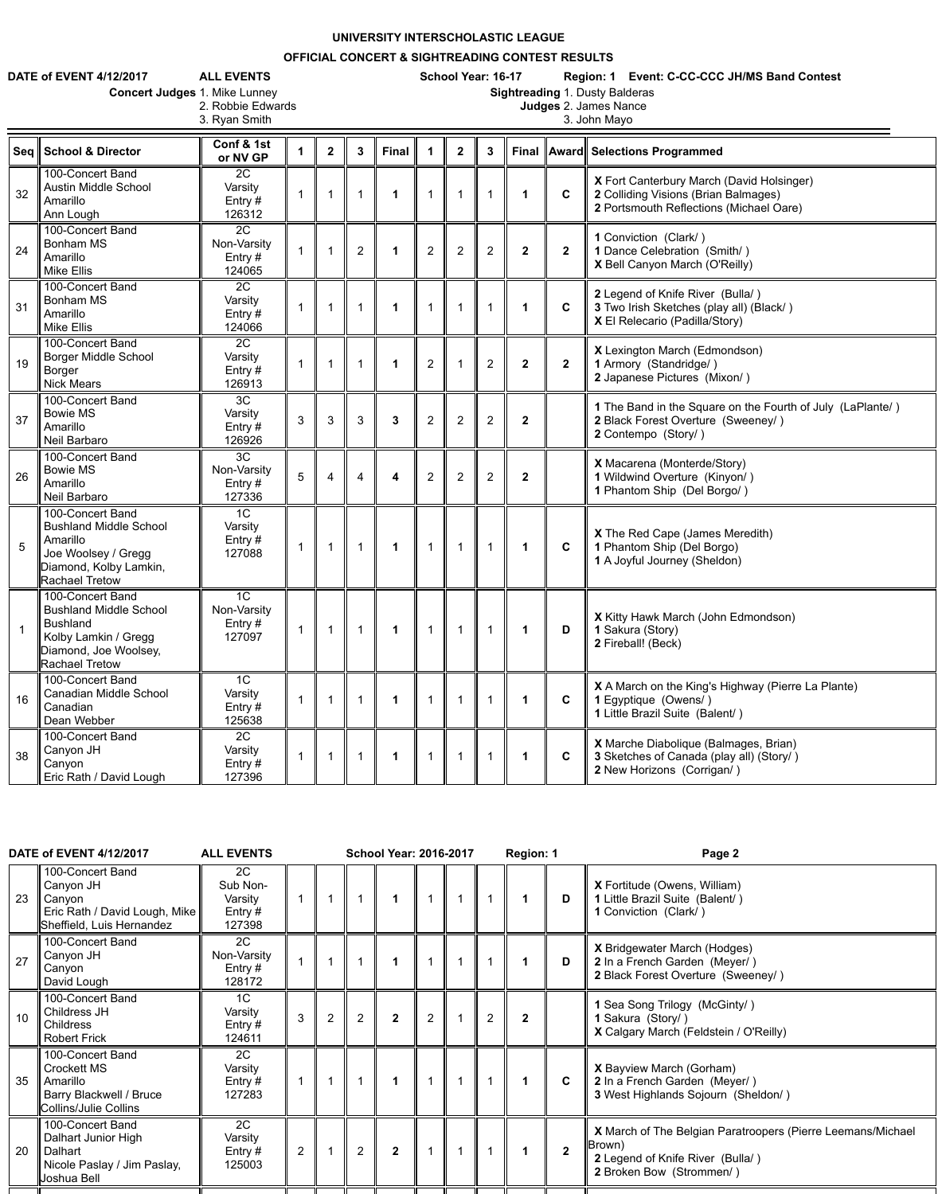# UNIVERSITY INTERSCHOLASTIC LEAGUE

## OFFICIAL CONCERT & SIGHTREADING CONTEST RESULTS

**DATE of EVENT 4/12/2017** **ALL EVENTS** **School Year: 16-17** **Region: 1** **Event: C-CC-CCC JH/MS Band Contest**

**Concert Judges** 1. Mike Lunney, 2. Robbie Edwards, 3. Ryan Smith

**Sightreading Judges** 1. Dusty Balderas, 2. James Nance, 3. John Mayo

| Seq | School & Director | Conf & 1st or NV GP | 1 | 2 | 3 | Final | 1 | 2 | 3 | Final | Award | Selections Programmed |
|---|---|---|---|---|---|---|---|---|---|---|---|---|
| 32 | 100-Concert Band Austin Middle School Amarillo Ann Lough | 2C Varsity Entry # 126312 | 1 | 1 | 1 | **1** | 1 | 1 | 1 | **1** | **C** | **X** Fort Canterbury March (David Holsinger) **2** Colliding Visions (Brian Balmages) **2** Portsmouth Reflections (Michael Oare) |
| 24 | 100-Concert Band Bonham MS Amarillo Mike Ellis | 2C Non-Varsity Entry # 124065 | 1 | 1 | 2 | **1** | 2 | 2 | 2 | **2** | **2** | **1** Conviction (Clark/ ) **1** Dance Celebration (Smith/ ) **X** Bell Canyon March (O'Reilly) |
| 31 | 100-Concert Band Bonham MS Amarillo Mike Ellis | 2C Varsity Entry # 124066 | 1 | 1 | 1 | **1** | 1 | 1 | 1 | **1** | **C** | **2** Legend of Knife River (Bulla/ ) **3** Two Irish Sketches (play all) (Black/ ) **X** El Relecario (Padilla/Story) |
| 19 | 100-Concert Band Borger Middle School Borger Nick Mears | 2C Varsity Entry # 126913 | 1 | 1 | 1 | **1** | 2 | 1 | 2 | **2** | **2** | **X** Lexington March (Edmondson) **1** Armory (Standridge/ ) **2** Japanese Pictures (Mixon/ ) |
| 37 | 100-Concert Band Bowie MS Amarillo Neil Barbaro | 3C Varsity Entry # 126926 | 3 | 3 | 3 | **3** | 2 | 2 | 2 | **2** | | **1** The Band in the Square on the Fourth of July (LaPlante/ ) **2** Black Forest Overture (Sweeney/ ) **2** Contempo (Story/ ) |
| 26 | 100-Concert Band Bowie MS Amarillo Neil Barbaro | 3C Non-Varsity Entry # 127336 | 5 | 4 | 4 | **4** | 2 | 2 | 2 | **2** | | **X** Macarena (Monterde/Story) **1** Wildwind Overture (Kinyon/ ) **1** Phantom Ship (Del Borgo/ ) |
| 5 | 100-Concert Band Bushland Middle School Amarillo Joe Woolsey / Gregg Diamond, Kolby Lamkin, Rachael Tretow | 1C Varsity Entry # 127088 | 1 | 1 | 1 | **1** | 1 | 1 | 1 | **1** | **C** | **X** The Red Cape (James Meredith) **1** Phantom Ship (Del Borgo) **1** A Joyful Journey (Sheldon) |
| 1 | 100-Concert Band Bushland Middle School Bushland Kolby Lamkin / Gregg Diamond, Joe Woolsey, Rachael Tretow | 1C Non-Varsity Entry # 127097 | 1 | 1 | 1 | **1** | 1 | 1 | 1 | **1** | **D** | **X** Kitty Hawk March (John Edmondson) **1** Sakura (Story) **2** Fireball! (Beck) |
| 16 | 100-Concert Band Canadian Middle School Canadian Dean Webber | 1C Varsity Entry # 125638 | 1 | 1 | 1 | **1** | 1 | 1 | 1 | **1** | **C** | **X** A March on the King's Highway (Pierre La Plante) **1** Egyptique (Owens/ ) **1** Little Brazil Suite (Balent/ ) |
| 38 | 100-Concert Band Canyon JH Canyon Eric Rath / David Lough | 2C Varsity Entry # 127396 | 1 | 1 | 1 | **1** | 1 | 1 | 1 | **1** | **C** | **X** Marche Diabolique (Balmages, Brian) **3** Sketches of Canada (play all) (Story/ ) **2** New Horizons (Corrigan/ ) |
| 23 | 100-Concert Band Canyon JH Canyon Eric Rath / David Lough, Mike Sheffield, Luis Hernandez | 2C Sub Non-Varsity Entry # 127398 | 1 | 1 | 1 | **1** | 1 | 1 | 1 | **1** | **D** | **X** Fortitude (Owens, William) **1** Little Brazil Suite (Balent/ ) **1** Conviction (Clark/ ) |
| 27 | 100-Concert Band Canyon JH Canyon David Lough | 2C Non-Varsity Entry # 128172 | 1 | 1 | 1 | **1** | 1 | 1 | 1 | **1** | **D** | **X** Bridgewater March (Hodges) **2** In a French Garden (Meyer/ ) **2** Black Forest Overture (Sweeney/ ) |
| 10 | 100-Concert Band Childress JH Childress Robert Frick | 1C Varsity Entry # 124611 | 3 | 2 | 2 | **2** | 2 | 1 | 2 | **2** | | **1** Sea Song Trilogy (McGinty/ ) **1** Sakura (Story/ ) **X** Calgary March (Feldstein / O'Reilly) |
| 35 | 100-Concert Band Crockett MS Amarillo Barry Blackwell / Bruce Collins/Julie Collins | 2C Varsity Entry # 127283 | 1 | 1 | 1 | **1** | 1 | 1 | 1 | **1** | **C** | **X** Bayview March (Gorham) **2** In a French Garden (Meyer/ ) **3** West Highlands Sojourn (Sheldon/ ) |
| 20 | 100-Concert Band Dalhart Junior High Dalhart Nicole Paslay / Jim Paslay, Joshua Bell | 2C Varsity Entry # 125003 | 2 | 1 | 2 | **2** | 1 | 1 | 1 | **1** | **2** | **X** March of The Belgian Paratroopers (Pierre Leemans/Michael Brown) **2** Legend of Knife River (Bulla/ ) **2** Broken Bow (Strommen/ ) |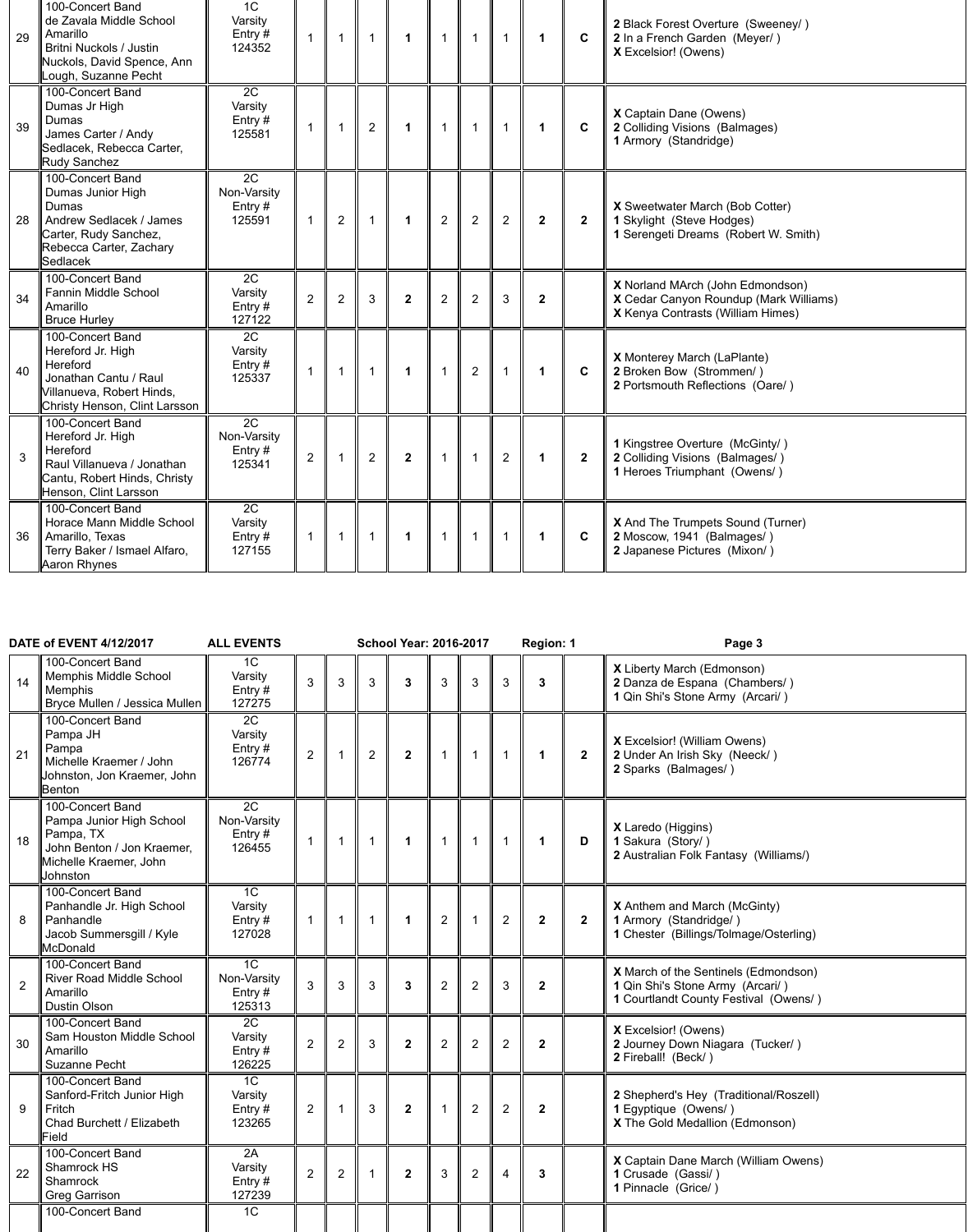| 29 | 100-Concert Band de Zavala Middle School Amarillo Britni Nuckols / Justin Nuckols, David Spence, Ann Lough, Suzanne Pecht | 1C Varsity Entry # 124352 | 1 | 1 | 1 | **1** | 1 | 1 | 1 | **1** | **C** | **2** Black Forest Overture (Sweeney/ ) **2** In a French Garden (Meyer/ ) **X** Excelsior! (Owens) |
|---|---|---|---|---|---|---|---|---|---|---|---|---|
| 39 | 100-Concert Band Dumas Jr High Dumas James Carter / Andy Sedlacek, Rebecca Carter, Rudy Sanchez | 2C Varsity Entry # 125581 | 1 | 1 | 2 | **1** | 1 | 1 | 1 | **1** | **C** | **X** Captain Dane (Owens) **2** Colliding Visions (Balmages) **1** Armory (Standridge) |
| 28 | 100-Concert Band Dumas Junior High Dumas Andrew Sedlacek / James Carter, Rudy Sanchez, Rebecca Carter, Zachary Sedlacek | 2C Non-Varsity Entry # 125591 | 1 | 2 | 1 | **1** | 2 | 2 | 2 | **2** | **2** | **X** Sweetwater March (Bob Cotter) **1** Skylight (Steve Hodges) **1** Serengeti Dreams (Robert W. Smith) |
| 34 | 100-Concert Band Fannin Middle School Amarillo Bruce Hurley | 2C Varsity Entry # 127122 | 2 | 2 | 3 | **2** | 2 | 2 | 3 | **2** | | **X** Norland MArch (John Edmondson) **X** Cedar Canyon Roundup (Mark Williams) **X** Kenya Contrasts (William Himes) |
| 40 | 100-Concert Band Hereford Jr. High Hereford Jonathan Cantu / Raul Villanueva, Robert Hinds, Christy Henson, Clint Larsson | 2C Varsity Entry # 125337 | 1 | 1 | 1 | **1** | 1 | 2 | 1 | **1** | **C** | **X** Monterey March (LaPlante) **2** Broken Bow (Strommen/ ) **2** Portsmouth Reflections (Oare/ ) |
| 3 | 100-Concert Band Hereford Jr. High Hereford Raul Villanueva / Jonathan Cantu, Robert Hinds, Christy Henson, Clint Larsson | 2C Non-Varsity Entry # 125341 | 2 | 1 | 2 | **2** | 1 | 1 | 2 | **1** | **2** | **1** Kingstree Overture (McGinty/ ) **2** Colliding Visions (Balmages/ ) **1** Heroes Triumphant (Owens/ ) |
| 36 | 100-Concert Band Horace Mann Middle School Amarillo, Texas Terry Baker / Ismael Alfaro, Aaron Rhynes | 2C Varsity Entry # 127155 | 1 | 1 | 1 | **1** | 1 | 1 | 1 | **1** | **C** | **X** And The Trumpets Sound (Turner) **2** Moscow, 1941 (Balmages/ ) **2** Japanese Pictures (Mixon/ ) |

**DATE of EVENT 4/12/2017** **ALL EVENTS** **School Year: 2016-2017** **Region: 1**

| 14 | 100-Concert Band Memphis Middle School Memphis Bryce Mullen / Jessica Mullen | 1C Varsity Entry # 127275 | 3 | 3 | 3 | **3** | 3 | 3 | 3 | **3** | | **X** Liberty March (Edmonson) **2** Danza de Espana (Chambers/ ) **1** Qin Shi's Stone Army (Arcari/ ) |
|---|---|---|---|---|---|---|---|---|---|---|---|---|
| 21 | 100-Concert Band Pampa JH Pampa Michelle Kraemer / John Johnston, Jon Kraemer, John Benton | 2C Varsity Entry # 126774 | 2 | 1 | 2 | **2** | 1 | 1 | 1 | **1** | **2** | **X** Excelsior! (William Owens) **2** Under An Irish Sky (Neeck/ ) **2** Sparks (Balmages/ ) |
| 18 | 100-Concert Band Pampa Junior High School Pampa, TX John Benton / Jon Kraemer, Michelle Kraemer, John Johnston | 2C Non-Varsity Entry # 126455 | 1 | 1 | 1 | **1** | 1 | 1 | 1 | **1** | **D** | **X** Laredo (Higgins) **1** Sakura (Story/ ) **2** Australian Folk Fantasy (Williams/) |
| 8 | 100-Concert Band Panhandle Jr. High School Panhandle Jacob Summersgill / Kyle McDonald | 1C Varsity Entry # 127028 | 1 | 1 | 1 | **1** | 2 | 1 | 2 | **2** | **2** | **X** Anthem and March (McGinty) **1** Armory (Standridge/ ) **1** Chester (Billings/Tolmage/Osterling) |
| 2 | 100-Concert Band River Road Middle School Amarillo Dustin Olson | 1C Non-Varsity Entry # 125313 | 3 | 3 | 3 | **3** | 2 | 2 | 3 | **2** | | **X** March of the Sentinels (Edmondson) **1** Qin Shi's Stone Army (Arcari/ ) **1** Courtlandt County Festival (Owens/ ) |
| 30 | 100-Concert Band Sam Houston Middle School Amarillo Suzanne Pecht | 2C Varsity Entry # 126225 | 2 | 2 | 3 | **2** | 2 | 2 | 2 | **2** | | **X** Excelsior! (Owens) **2** Journey Down Niagara (Tucker/ ) **2** Fireball! (Beck/ ) |
| 9 | 100-Concert Band Sanford-Fritch Junior High Fritch Chad Burchett / Elizabeth Field | 1C Varsity Entry # 123265 | 2 | 1 | 3 | **2** | 1 | 2 | 2 | **2** | | **2** Shepherd's Hey (Traditional/Roszell) **1** Egyptique (Owens/ ) **X** The Gold Medallion (Edmonson) |
| 22 | 100-Concert Band Shamrock HS Shamrock Greg Garrison | 2A Varsity Entry # 127239 | 2 | 2 | 1 | **2** | 3 | 2 | 4 | **3** | | **X** Captain Dane March (William Owens) **1** Crusade (Gassi/ ) **1** Pinnacle (Grice/ ) |
| | 100-Concert Band | 1C | | | | | | | | | | |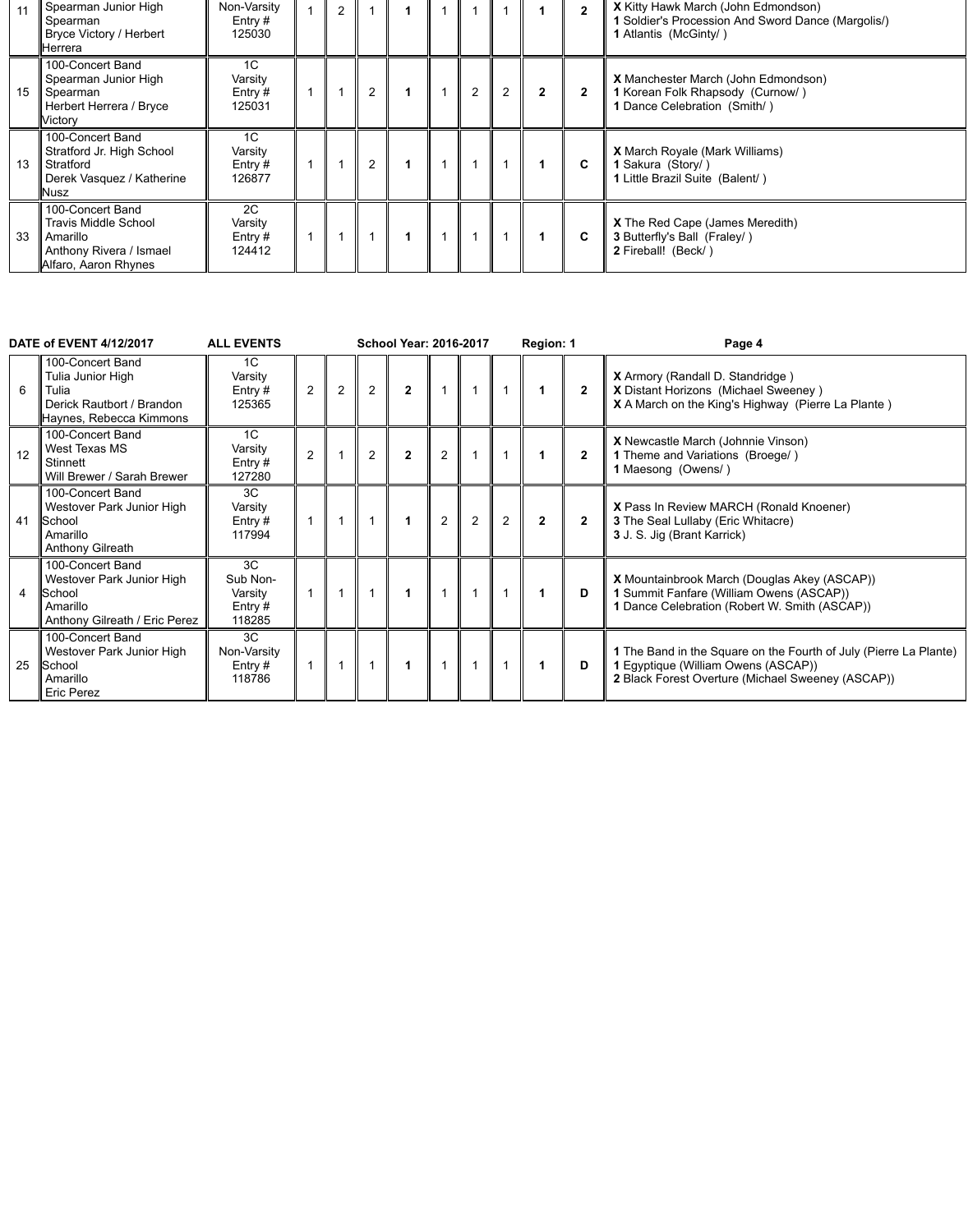| | | | | | | | | | | | |
|---|---|---|---|---|---|---|---|---|---|---|---|
| 11 | Spearman Junior High<br>Spearman<br>Bryce Victory / Herbert Herrera | Non-Varsity<br>Entry #<br>125030 | 1 | 2 | 1 | **1** | 1 | 1 | 1 | **1** | **2** | **X** Kitty Hawk March (John Edmondson)<br>**1** Soldier's Procession And Sword Dance (Margolis/)<br>**1** Atlantis (McGinty/ ) |
| 15 | 100-Concert Band<br>Spearman Junior High<br>Spearman<br>Herbert Herrera / Bryce Victory | 1C<br>Varsity<br>Entry #<br>125031 | 1 | 1 | 2 | **1** | 1 | 2 | 2 | **2** | **2** | **X** Manchester March (John Edmondson)<br>**1** Korean Folk Rhapsody (Curnow/ )<br>**1** Dance Celebration (Smith/ ) |
| 13 | 100-Concert Band<br>Stratford Jr. High School<br>Stratford<br>Derek Vasquez / Katherine Nusz | 1C<br>Varsity<br>Entry #<br>126877 | 1 | 1 | 2 | **1** | 1 | 1 | 1 | **1** | **C** | **X** March Royale (Mark Williams)<br>**1** Sakura (Story/ )<br>**1** Little Brazil Suite (Balent/ ) |
| 33 | 100-Concert Band<br>Travis Middle School<br>Amarillo<br>Anthony Rivera / Ismael Alfaro, Aaron Rhynes | 2C<br>Varsity<br>Entry #<br>124412 | 1 | 1 | 1 | **1** | 1 | 1 | 1 | **1** | **C** | **X** The Red Cape (James Meredith)<br>**3** Butterfly's Ball (Fraley/ )<br>**2** Fireball! (Beck/ ) |

**DATE of EVENT 4/12/2017** **ALL EVENTS** **School Year: 2016-2017** **Region: 1**

| | | | | | | | | | | | |
|---|---|---|---|---|---|---|---|---|---|---|---|
| 6 | 100-Concert Band<br>Tulia Junior High<br>Tulia<br>Derick Rautbort / Brandon Haynes, Rebecca Kimmons | 1C<br>Varsity<br>Entry #<br>125365 | 2 | 2 | 2 | **2** | 1 | 1 | 1 | **1** | **2** | **X** Armory (Randall D. Standridge )<br>**X** Distant Horizons (Michael Sweeney )<br>**X** A March on the King's Highway (Pierre La Plante ) |
| 12 | 100-Concert Band<br>West Texas MS<br>Stinnett<br>Will Brewer / Sarah Brewer | 1C<br>Varsity<br>Entry #<br>127280 | 2 | 1 | 2 | **2** | 2 | 1 | 1 | **1** | **2** | **X** Newcastle March (Johnnie Vinson)<br>**1** Theme and Variations (Broege/ )<br>**1** Maesong (Owens/ ) |
| 41 | 100-Concert Band<br>Westover Park Junior High School<br>Amarillo<br>Anthony Gilreath | 3C<br>Varsity<br>Entry #<br>117994 | 1 | 1 | 1 | **1** | 2 | 2 | 2 | **2** | **2** | **X** Pass In Review MARCH (Ronald Knoener)<br>**3** The Seal Lullaby (Eric Whitacre)<br>**3** J. S. Jig (Brant Karrick) |
| 4 | 100-Concert Band<br>Westover Park Junior High School<br>Amarillo<br>Anthony Gilreath / Eric Perez | 3C<br>Sub Non-Varsity<br>Entry #<br>118285 | 1 | 1 | 1 | **1** | 1 | 1 | 1 | **1** | **D** | **X** Mountainbrook March (Douglas Akey (ASCAP))<br>**1** Summit Fanfare (William Owens (ASCAP))<br>**1** Dance Celebration (Robert W. Smith (ASCAP)) |
| 25 | 100-Concert Band<br>Westover Park Junior High School<br>Amarillo<br>Eric Perez | 3C<br>Non-Varsity<br>Entry #<br>118786 | 1 | 1 | 1 | **1** | 1 | 1 | 1 | **1** | **D** | **1** The Band in the Square on the Fourth of July (Pierre La Plante)<br>**1** Egyptique (William Owens (ASCAP))<br>**2** Black Forest Overture (Michael Sweeney (ASCAP)) |